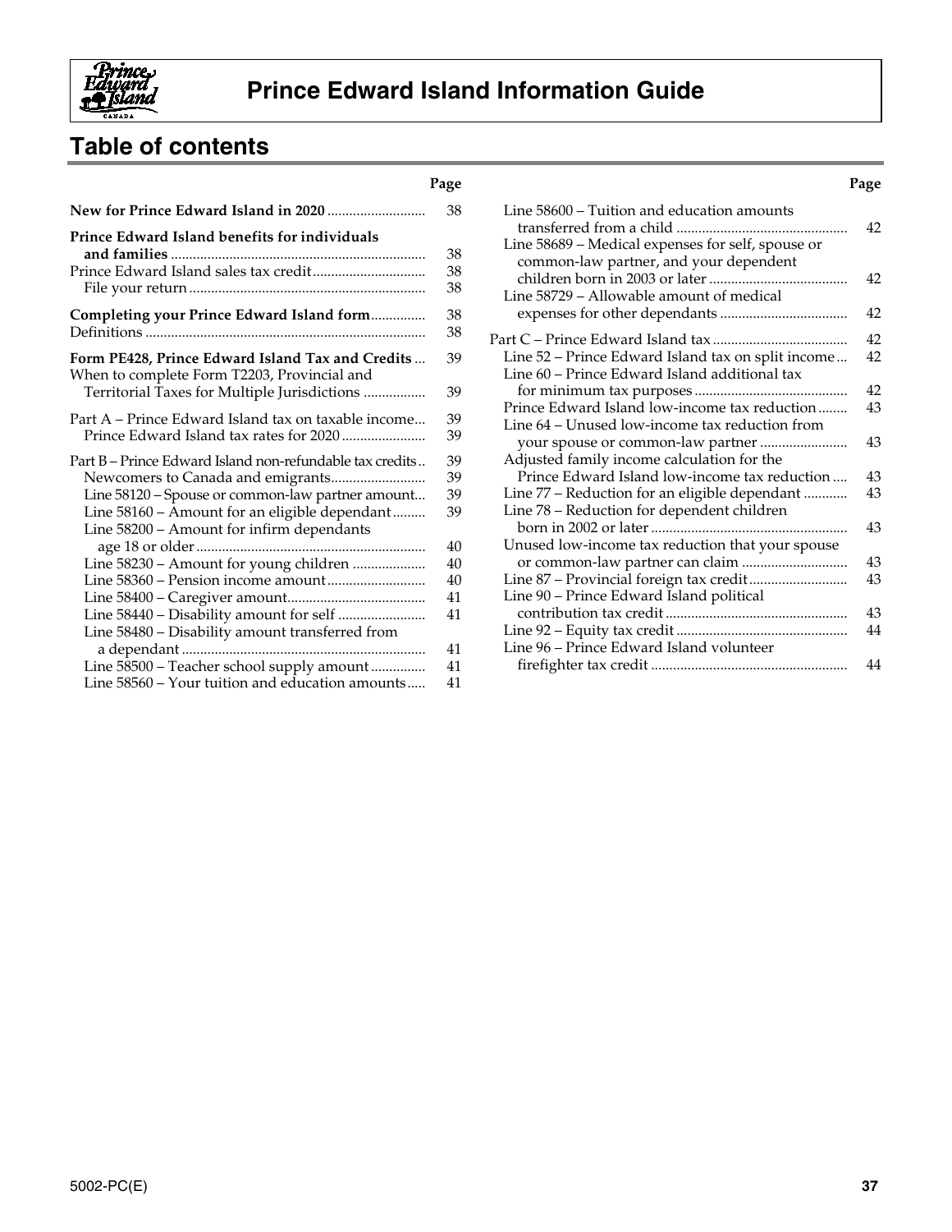# Prince Edward Island Information Guide

## Table of contents

| | Page |
|---|---|
| **New for Prince Edward Island in 2020** | 38 |
| **Prince Edward Island benefits for individuals and families** | 38 |
| Prince Edward Island sales tax credit | 38 |
| File your return | 38 |
| **Completing your Prince Edward Island form** | 38 |
| Definitions | 38 |
| **Form PE428, Prince Edward Island Tax and Credits** | 39 |
| When to complete Form T2203, Provincial and Territorial Taxes for Multiple Jurisdictions | 39 |
| Part A – Prince Edward Island tax on taxable income | 39 |
| Prince Edward Island tax rates for 2020 | 39 |
| Part B – Prince Edward Island non-refundable tax credits | 39 |
| Newcomers to Canada and emigrants | 39 |
| Line 58120 – Spouse or common-law partner amount | 39 |
| Line 58160 – Amount for an eligible dependant | 39 |
| Line 58200 – Amount for infirm dependants age 18 or older | 40 |
| Line 58230 – Amount for young children | 40 |
| Line 58360 – Pension income amount | 40 |
| Line 58400 – Caregiver amount | 41 |
| Line 58440 – Disability amount for self | 41 |
| Line 58480 – Disability amount transferred from a dependant | 41 |
| Line 58500 – Teacher school supply amount | 41 |
| Line 58560 – Your tuition and education amounts | 41 |
| Line 58600 – Tuition and education amounts transferred from a child | 42 |
| Line 58689 – Medical expenses for self, spouse or common-law partner, and your dependent children born in 2003 or later | 42 |
| Line 58729 – Allowable amount of medical expenses for other dependants | 42 |
| Part C – Prince Edward Island tax | 42 |
| Line 52 – Prince Edward Island tax on split income | 42 |
| Line 60 – Prince Edward Island additional tax for minimum tax purposes | 42 |
| Prince Edward Island low-income tax reduction | 43 |
| Line 64 – Unused low-income tax reduction from your spouse or common-law partner | 43 |
| Adjusted family income calculation for the Prince Edward Island low-income tax reduction | 43 |
| Line 77 – Reduction for an eligible dependant | 43 |
| Line 78 – Reduction for dependent children born in 2002 or later | 43 |
| Unused low-income tax reduction that your spouse or common-law partner can claim | 43 |
| Line 87 – Provincial foreign tax credit | 43 |
| Line 90 – Prince Edward Island political contribution tax credit | 43 |
| Line 92 – Equity tax credit | 44 |
| Line 96 – Prince Edward Island volunteer firefighter tax credit | 44 |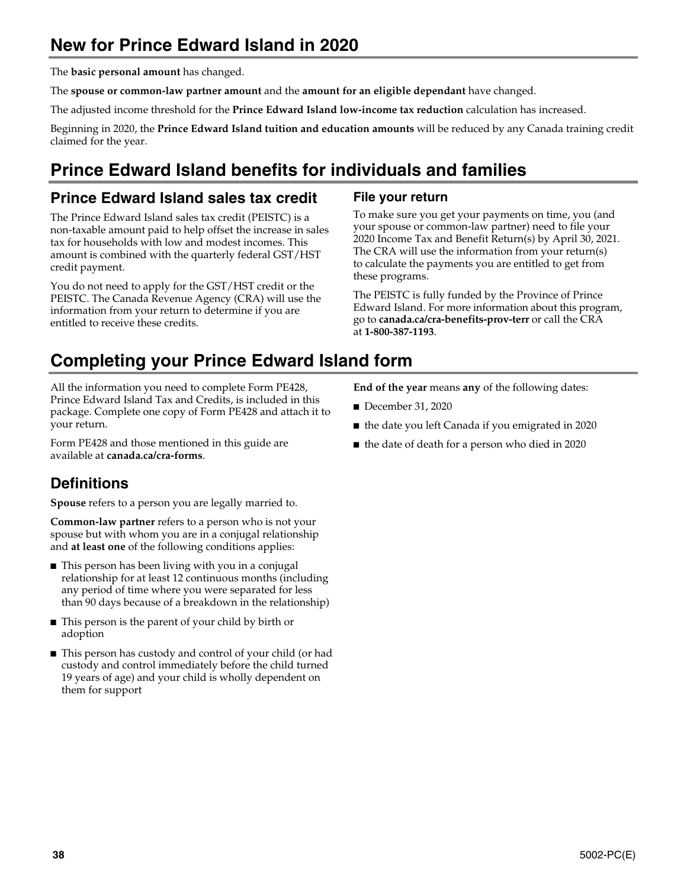# New for Prince Edward Island in 2020

The **basic personal amount** has changed.

The **spouse or common-law partner amount** and the **amount for an eligible dependant** have changed.

The adjusted income threshold for the **Prince Edward Island low-income tax reduction** calculation has increased.

Beginning in 2020, the **Prince Edward Island tuition and education amounts** will be reduced by any Canada training credit claimed for the year.

# Prince Edward Island benefits for individuals and families

## Prince Edward Island sales tax credit

The Prince Edward Island sales tax credit (PEISTC) is a non-taxable amount paid to help offset the increase in sales tax for households with low and modest incomes. This amount is combined with the quarterly federal GST/HST credit payment.

You do not need to apply for the GST/HST credit or the PEISTC. The Canada Revenue Agency (CRA) will use the information from your return to determine if you are entitled to receive these credits.

### File your return

To make sure you get your payments on time, you (and your spouse or common-law partner) need to file your 2020 Income Tax and Benefit Return(s) by April 30, 2021. The CRA will use the information from your return(s) to calculate the payments you are entitled to get from these programs.

The PEISTC is fully funded by the Province of Prince Edward Island. For more information about this program, go to **canada.ca/cra-benefits-prov-terr** or call the CRA at **1-800-387-1193**.

# Completing your Prince Edward Island form

All the information you need to complete Form PE428, Prince Edward Island Tax and Credits, is included in this package. Complete one copy of Form PE428 and attach it to your return.

Form PE428 and those mentioned in this guide are available at **canada.ca/cra-forms**.

## Definitions

**Spouse** refers to a person you are legally married to.

**Common-law partner** refers to a person who is not your spouse but with whom you are in a conjugal relationship and **at least one** of the following conditions applies:

- This person has been living with you in a conjugal relationship for at least 12 continuous months (including any period of time where you were separated for less than 90 days because of a breakdown in the relationship)
- This person is the parent of your child by birth or adoption
- This person has custody and control of your child (or had custody and control immediately before the child turned 19 years of age) and your child is wholly dependent on them for support

**End of the year** means **any** of the following dates:

- December 31, 2020
- the date you left Canada if you emigrated in 2020
- the date of death for a person who died in 2020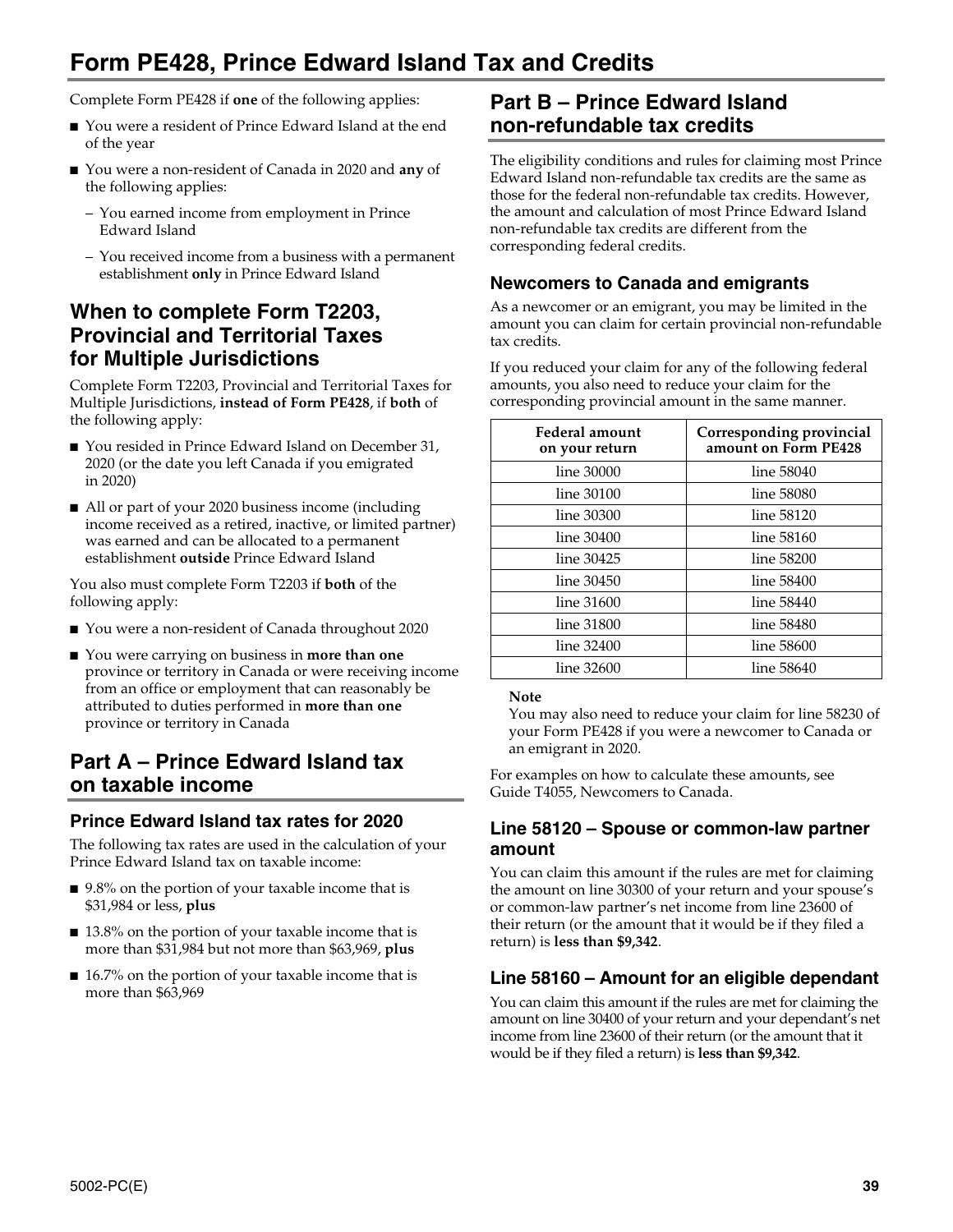# Form PE428, Prince Edward Island Tax and Credits

Complete Form PE428 if **one** of the following applies:

- You were a resident of Prince Edward Island at the end of the year
- You were a non-resident of Canada in 2020 and **any** of the following applies:
  - You earned income from employment in Prince Edward Island
  - You received income from a business with a permanent establishment **only** in Prince Edward Island

## When to complete Form T2203, Provincial and Territorial Taxes for Multiple Jurisdictions

Complete Form T2203, Provincial and Territorial Taxes for Multiple Jurisdictions, **instead of Form PE428**, if **both** of the following apply:

- You resided in Prince Edward Island on December 31, 2020 (or the date you left Canada if you emigrated in 2020)
- All or part of your 2020 business income (including income received as a retired, inactive, or limited partner) was earned and can be allocated to a permanent establishment **outside** Prince Edward Island

You also must complete Form T2203 if **both** of the following apply:

- You were a non-resident of Canada throughout 2020
- You were carrying on business in **more than one** province or territory in Canada or were receiving income from an office or employment that can reasonably be attributed to duties performed in **more than one** province or territory in Canada

## Part A – Prince Edward Island tax on taxable income

### Prince Edward Island tax rates for 2020

The following tax rates are used in the calculation of your Prince Edward Island tax on taxable income:

- 9.8% on the portion of your taxable income that is $31,984 or less, **plus**
- 13.8% on the portion of your taxable income that is more than $31,984 but not more than $63,969, **plus**
- 16.7% on the portion of your taxable income that is more than $63,969

## Part B – Prince Edward Island non-refundable tax credits

The eligibility conditions and rules for claiming most Prince Edward Island non-refundable tax credits are the same as those for the federal non-refundable tax credits. However, the amount and calculation of most Prince Edward Island non-refundable tax credits are different from the corresponding federal credits.

### Newcomers to Canada and emigrants

As a newcomer or an emigrant, you may be limited in the amount you can claim for certain provincial non-refundable tax credits.

If you reduced your claim for any of the following federal amounts, you also need to reduce your claim for the corresponding provincial amount in the same manner.

| Federal amount on your return | Corresponding provincial amount on Form PE428 |
|---|---|
| line 30000 | line 58040 |
| line 30100 | line 58080 |
| line 30300 | line 58120 |
| line 30400 | line 58160 |
| line 30425 | line 58200 |
| line 30450 | line 58400 |
| line 31600 | line 58440 |
| line 31800 | line 58480 |
| line 32400 | line 58600 |
| line 32600 | line 58640 |

**Note**
You may also need to reduce your claim for line 58230 of your Form PE428 if you were a newcomer to Canada or an emigrant in 2020.

For examples on how to calculate these amounts, see Guide T4055, Newcomers to Canada.

### Line 58120 – Spouse or common-law partner amount

You can claim this amount if the rules are met for claiming the amount on line 30300 of your return and your spouse's or common-law partner's net income from line 23600 of their return (or the amount that it would be if they filed a return) is **less than $9,342**.

### Line 58160 – Amount for an eligible dependant

You can claim this amount if the rules are met for claiming the amount on line 30400 of your return and your dependant's net income from line 23600 of their return (or the amount that it would be if they filed a return) is **less than $9,342**.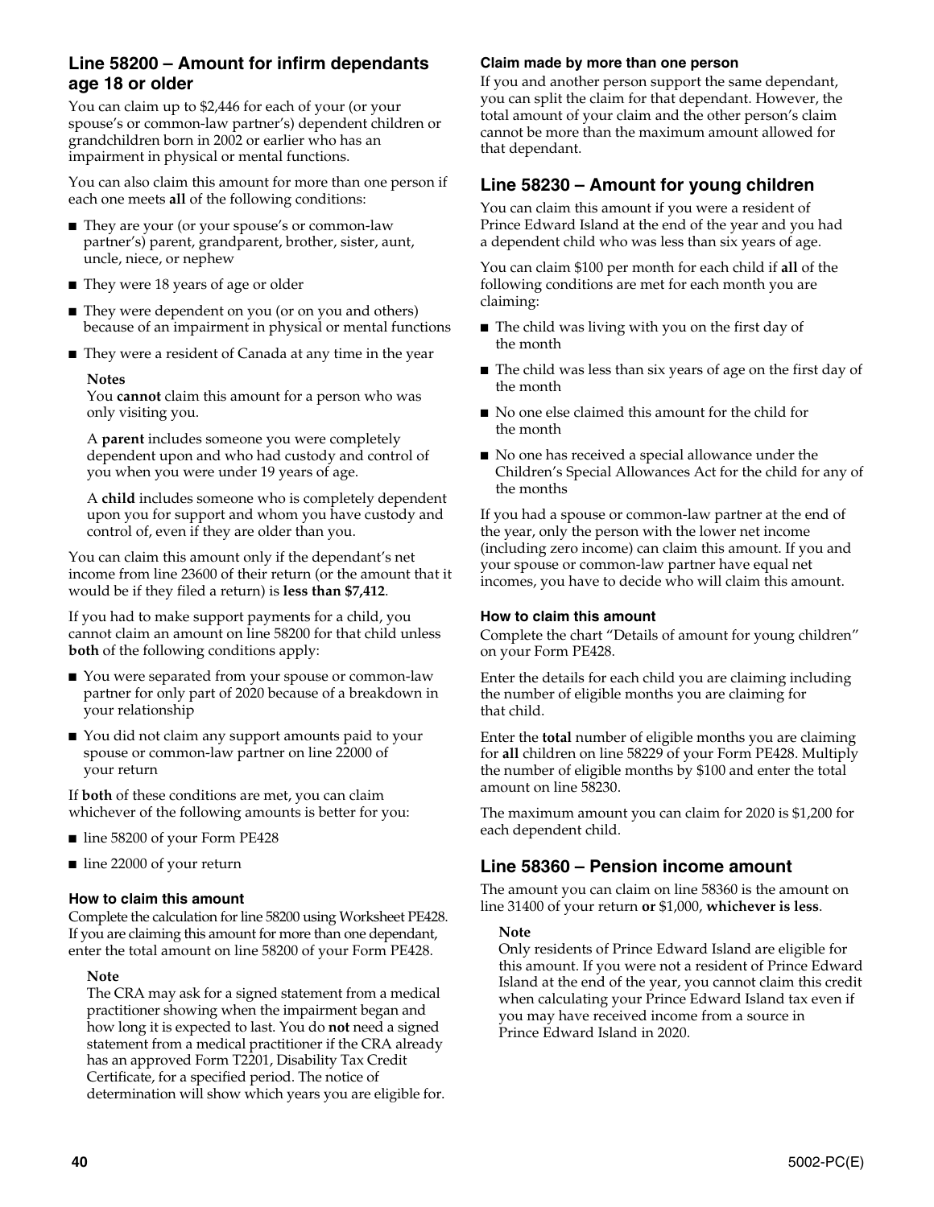## Line 58200 – Amount for infirm dependants age 18 or older

You can claim up to $2,446 for each of your (or your spouse's or common-law partner's) dependent children or grandchildren born in 2002 or earlier who has an impairment in physical or mental functions.

You can also claim this amount for more than one person if each one meets **all** of the following conditions:

- They are your (or your spouse's or common-law partner's) parent, grandparent, brother, sister, aunt, uncle, niece, or nephew
- They were 18 years of age or older
- They were dependent on you (or on you and others) because of an impairment in physical or mental functions
- They were a resident of Canada at any time in the year

**Notes**
You **cannot** claim this amount for a person who was only visiting you.

A **parent** includes someone you were completely dependent upon and who had custody and control of you when you were under 19 years of age.

A **child** includes someone who is completely dependent upon you for support and whom you have custody and control of, even if they are older than you.

You can claim this amount only if the dependant's net income from line 23600 of their return (or the amount that it would be if they filed a return) is **less than $7,412**.

If you had to make support payments for a child, you cannot claim an amount on line 58200 for that child unless **both** of the following conditions apply:

- You were separated from your spouse or common-law partner for only part of 2020 because of a breakdown in your relationship
- You did not claim any support amounts paid to your spouse or common-law partner on line 22000 of your return

If **both** of these conditions are met, you can claim whichever of the following amounts is better for you:

- line 58200 of your Form PE428
- line 22000 of your return

### How to claim this amount

Complete the calculation for line 58200 using Worksheet PE428. If you are claiming this amount for more than one dependant, enter the total amount on line 58200 of your Form PE428.

**Note**
The CRA may ask for a signed statement from a medical practitioner showing when the impairment began and how long it is expected to last. You do **not** need a signed statement from a medical practitioner if the CRA already has an approved Form T2201, Disability Tax Credit Certificate, for a specified period. The notice of determination will show which years you are eligible for.

### Claim made by more than one person

If you and another person support the same dependant, you can split the claim for that dependant. However, the total amount of your claim and the other person's claim cannot be more than the maximum amount allowed for that dependant.

## Line 58230 – Amount for young children

You can claim this amount if you were a resident of Prince Edward Island at the end of the year and you had a dependent child who was less than six years of age.

You can claim $100 per month for each child if **all** of the following conditions are met for each month you are claiming:

- The child was living with you on the first day of the month
- The child was less than six years of age on the first day of the month
- No one else claimed this amount for the child for the month
- No one has received a special allowance under the Children's Special Allowances Act for the child for any of the months

If you had a spouse or common-law partner at the end of the year, only the person with the lower net income (including zero income) can claim this amount. If you and your spouse or common-law partner have equal net incomes, you have to decide who will claim this amount.

### How to claim this amount

Complete the chart "Details of amount for young children" on your Form PE428.

Enter the details for each child you are claiming including the number of eligible months you are claiming for that child.

Enter the **total** number of eligible months you are claiming for **all** children on line 58229 of your Form PE428. Multiply the number of eligible months by $100 and enter the total amount on line 58230.

The maximum amount you can claim for 2020 is $1,200 for each dependent child.

## Line 58360 – Pension income amount

The amount you can claim on line 58360 is the amount on line 31400 of your return **or** $1,000, **whichever is less**.

**Note**
Only residents of Prince Edward Island are eligible for this amount. If you were not a resident of Prince Edward Island at the end of the year, you cannot claim this credit when calculating your Prince Edward Island tax even if you may have received income from a source in Prince Edward Island in 2020.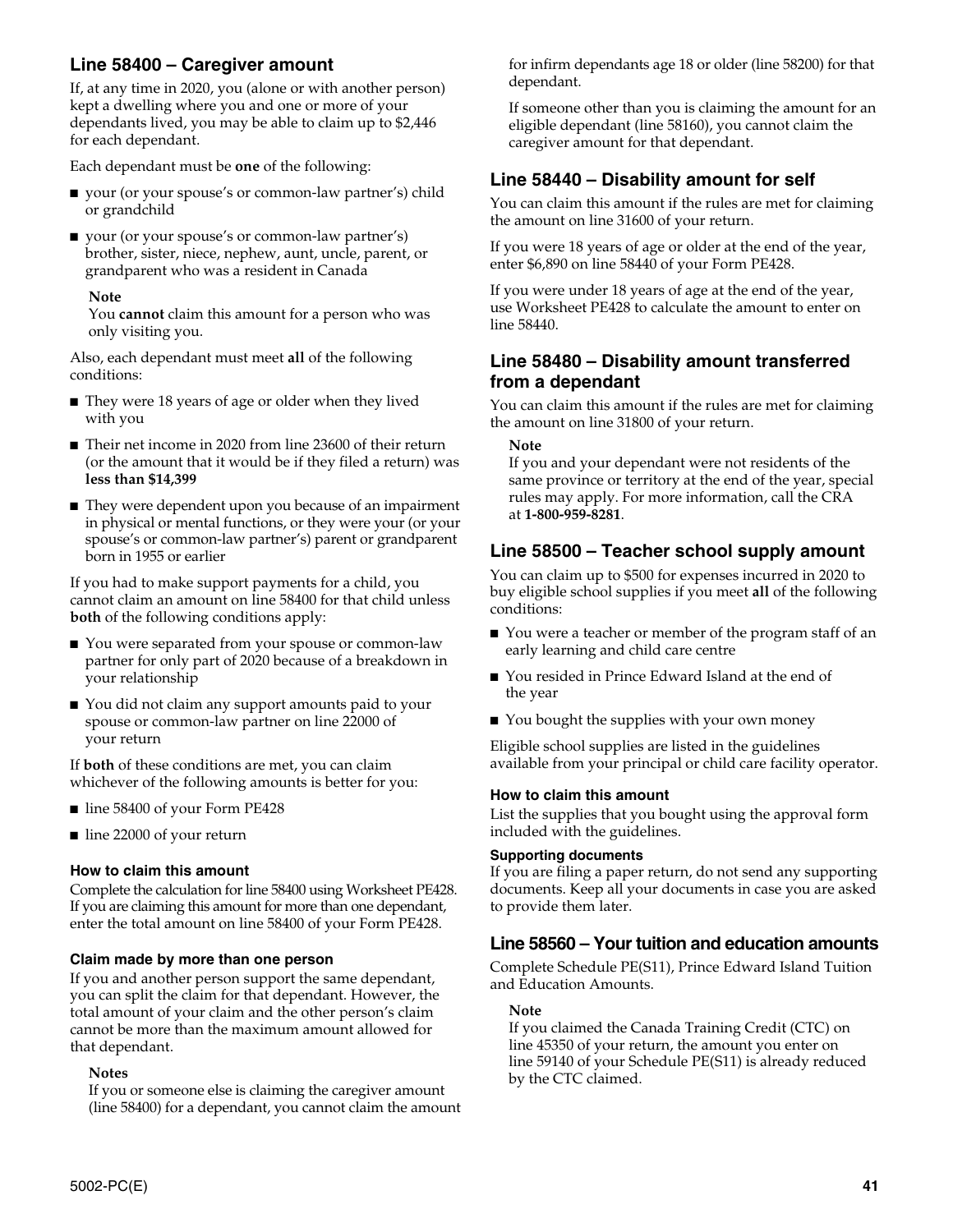## Line 58400 – Caregiver amount

If, at any time in 2020, you (alone or with another person) kept a dwelling where you and one or more of your dependants lived, you may be able to claim up to $2,446 for each dependant.

Each dependant must be **one** of the following:

- your (or your spouse's or common-law partner's) child or grandchild
- your (or your spouse's or common-law partner's) brother, sister, niece, nephew, aunt, uncle, parent, or grandparent who was a resident in Canada

**Note**
You **cannot** claim this amount for a person who was only visiting you.

Also, each dependant must meet **all** of the following conditions:

- They were 18 years of age or older when they lived with you
- Their net income in 2020 from line 23600 of their return (or the amount that it would be if they filed a return) was **less than $14,399**
- They were dependent upon you because of an impairment in physical or mental functions, or they were your (or your spouse's or common-law partner's) parent or grandparent born in 1955 or earlier

If you had to make support payments for a child, you cannot claim an amount on line 58400 for that child unless **both** of the following conditions apply:

- You were separated from your spouse or common-law partner for only part of 2020 because of a breakdown in your relationship
- You did not claim any support amounts paid to your spouse or common-law partner on line 22000 of your return

If **both** of these conditions are met, you can claim whichever of the following amounts is better for you:

- line 58400 of your Form PE428
- line 22000 of your return

#### How to claim this amount

Complete the calculation for line 58400 using Worksheet PE428. If you are claiming this amount for more than one dependant, enter the total amount on line 58400 of your Form PE428.

#### Claim made by more than one person

If you and another person support the same dependant, you can split the claim for that dependant. However, the total amount of your claim and the other person's claim cannot be more than the maximum amount allowed for that dependant.

**Notes**
If you or someone else is claiming the caregiver amount (line 58400) for a dependant, you cannot claim the amount for infirm dependants age 18 or older (line 58200) for that dependant.

If someone other than you is claiming the amount for an eligible dependant (line 58160), you cannot claim the caregiver amount for that dependant.

## Line 58440 – Disability amount for self

You can claim this amount if the rules are met for claiming the amount on line 31600 of your return.

If you were 18 years of age or older at the end of the year, enter $6,890 on line 58440 of your Form PE428.

If you were under 18 years of age at the end of the year, use Worksheet PE428 to calculate the amount to enter on line 58440.

## Line 58480 – Disability amount transferred from a dependant

You can claim this amount if the rules are met for claiming the amount on line 31800 of your return.

**Note**
If you and your dependant were not residents of the same province or territory at the end of the year, special rules may apply. For more information, call the CRA at **1-800-959-8281**.

## Line 58500 – Teacher school supply amount

You can claim up to $500 for expenses incurred in 2020 to buy eligible school supplies if you meet **all** of the following conditions:

- You were a teacher or member of the program staff of an early learning and child care centre
- You resided in Prince Edward Island at the end of the year
- You bought the supplies with your own money

Eligible school supplies are listed in the guidelines available from your principal or child care facility operator.

#### How to claim this amount

List the supplies that you bought using the approval form included with the guidelines.

#### Supporting documents

If you are filing a paper return, do not send any supporting documents. Keep all your documents in case you are asked to provide them later.

## Line 58560 – Your tuition and education amounts

Complete Schedule PE(S11), Prince Edward Island Tuition and Education Amounts.

**Note**
If you claimed the Canada Training Credit (CTC) on line 45350 of your return, the amount you enter on line 59140 of your Schedule PE(S11) is already reduced by the CTC claimed.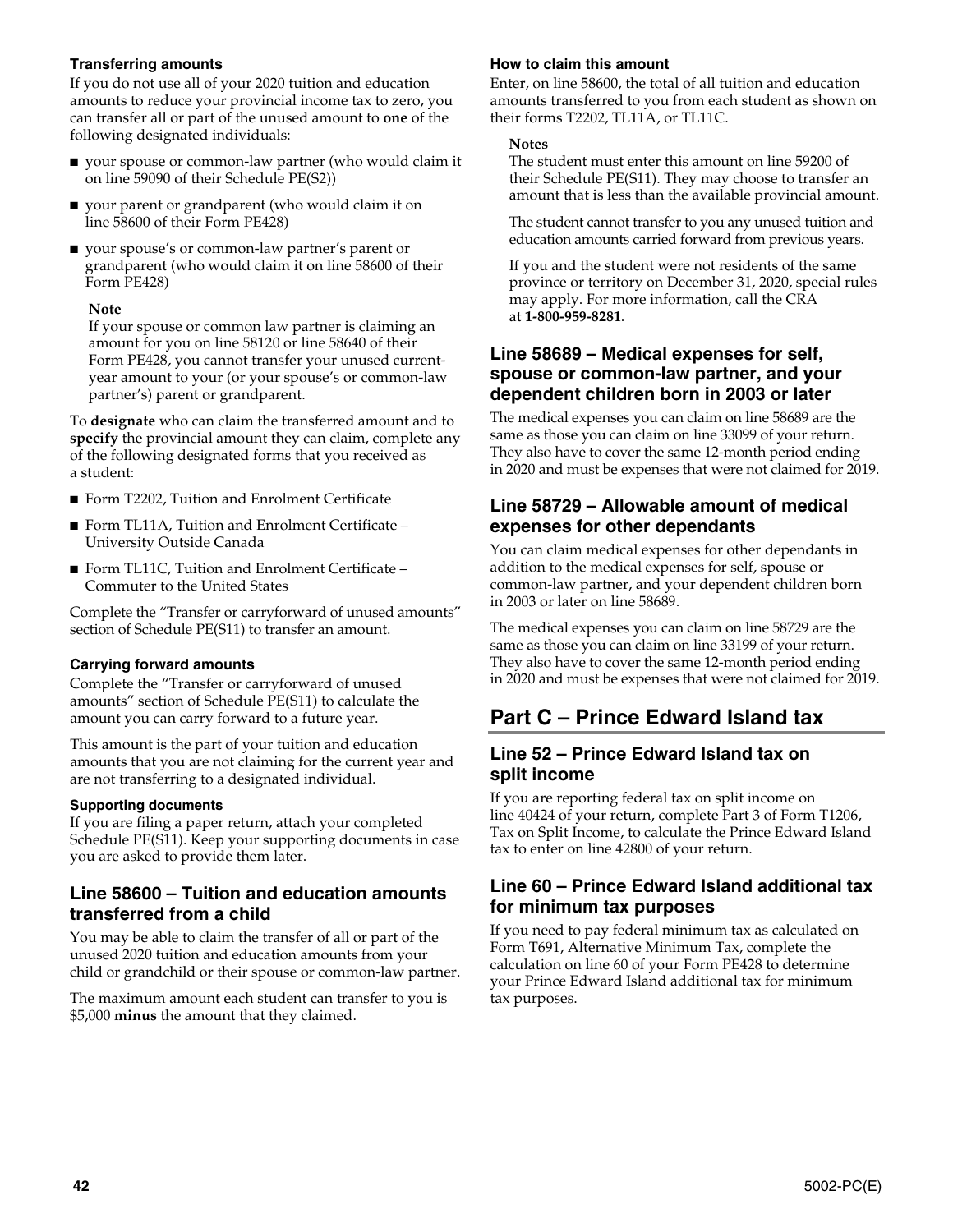#### Transferring amounts

If you do not use all of your 2020 tuition and education amounts to reduce your provincial income tax to zero, you can transfer all or part of the unused amount to **one** of the following designated individuals:

- your spouse or common-law partner (who would claim it on line 59090 of their Schedule PE(S2))
- your parent or grandparent (who would claim it on line 58600 of their Form PE428)
- your spouse's or common-law partner's parent or grandparent (who would claim it on line 58600 of their Form PE428)

**Note**

If your spouse or common law partner is claiming an amount for you on line 58120 or line 58640 of their Form PE428, you cannot transfer your unused current-year amount to your (or your spouse's or common-law partner's) parent or grandparent.

To **designate** who can claim the transferred amount and to **specify** the provincial amount they can claim, complete any of the following designated forms that you received as a student:

- Form T2202, Tuition and Enrolment Certificate
- Form TL11A, Tuition and Enrolment Certificate – University Outside Canada
- Form TL11C, Tuition and Enrolment Certificate – Commuter to the United States

Complete the "Transfer or carryforward of unused amounts" section of Schedule PE(S11) to transfer an amount.

#### Carrying forward amounts

Complete the "Transfer or carryforward of unused amounts" section of Schedule PE(S11) to calculate the amount you can carry forward to a future year.

This amount is the part of your tuition and education amounts that you are not claiming for the current year and are not transferring to a designated individual.

#### Supporting documents

If you are filing a paper return, attach your completed Schedule PE(S11). Keep your supporting documents in case you are asked to provide them later.

### Line 58600 – Tuition and education amounts transferred from a child

You may be able to claim the transfer of all or part of the unused 2020 tuition and education amounts from your child or grandchild or their spouse or common-law partner.

The maximum amount each student can transfer to you is $5,000 **minus** the amount that they claimed.

#### How to claim this amount

Enter, on line 58600, the total of all tuition and education amounts transferred to you from each student as shown on their forms T2202, TL11A, or TL11C.

**Notes**

The student must enter this amount on line 59200 of their Schedule PE(S11). They may choose to transfer an amount that is less than the available provincial amount.

The student cannot transfer to you any unused tuition and education amounts carried forward from previous years.

If you and the student were not residents of the same province or territory on December 31, 2020, special rules may apply. For more information, call the CRA at **1-800-959-8281**.

### Line 58689 – Medical expenses for self, spouse or common-law partner, and your dependent children born in 2003 or later

The medical expenses you can claim on line 58689 are the same as those you can claim on line 33099 of your return. They also have to cover the same 12-month period ending in 2020 and must be expenses that were not claimed for 2019.

### Line 58729 – Allowable amount of medical expenses for other dependants

You can claim medical expenses for other dependants in addition to the medical expenses for self, spouse or common-law partner, and your dependent children born in 2003 or later on line 58689.

The medical expenses you can claim on line 58729 are the same as those you can claim on line 33199 of your return. They also have to cover the same 12-month period ending in 2020 and must be expenses that were not claimed for 2019.

## Part C – Prince Edward Island tax

### Line 52 – Prince Edward Island tax on split income

If you are reporting federal tax on split income on line 40424 of your return, complete Part 3 of Form T1206, Tax on Split Income, to calculate the Prince Edward Island tax to enter on line 42800 of your return.

### Line 60 – Prince Edward Island additional tax for minimum tax purposes

If you need to pay federal minimum tax as calculated on Form T691, Alternative Minimum Tax, complete the calculation on line 60 of your Form PE428 to determine your Prince Edward Island additional tax for minimum tax purposes.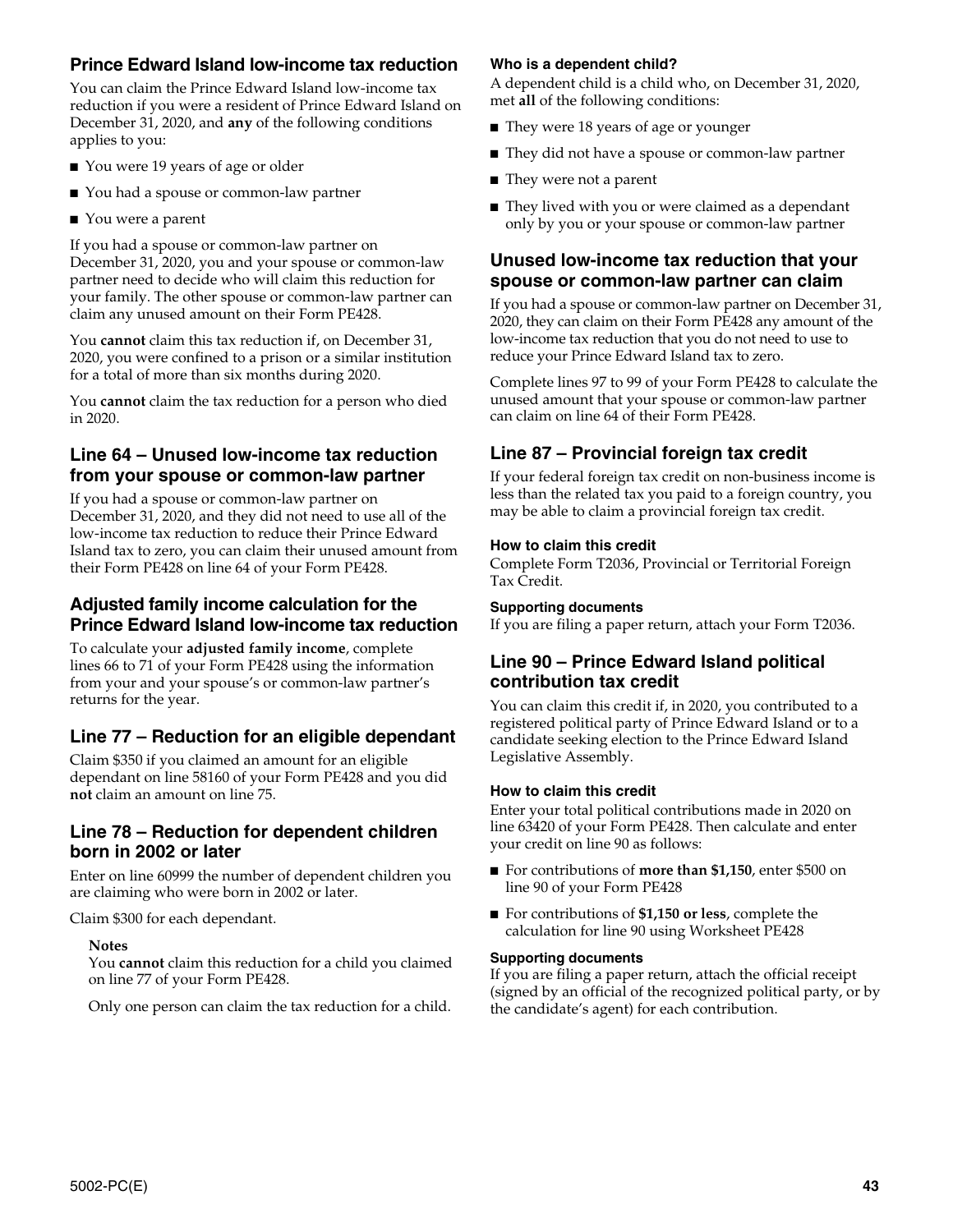## Prince Edward Island low-income tax reduction

You can claim the Prince Edward Island low-income tax reduction if you were a resident of Prince Edward Island on December 31, 2020, and **any** of the following conditions applies to you:

- You were 19 years of age or older
- You had a spouse or common-law partner
- You were a parent

If you had a spouse or common-law partner on December 31, 2020, you and your spouse or common-law partner need to decide who will claim this reduction for your family. The other spouse or common-law partner can claim any unused amount on their Form PE428.

You **cannot** claim this tax reduction if, on December 31, 2020, you were confined to a prison or a similar institution for a total of more than six months during 2020.

You **cannot** claim the tax reduction for a person who died in 2020.

## Line 64 – Unused low-income tax reduction from your spouse or common-law partner

If you had a spouse or common-law partner on December 31, 2020, and they did not need to use all of the low-income tax reduction to reduce their Prince Edward Island tax to zero, you can claim their unused amount from their Form PE428 on line 64 of your Form PE428.

## Adjusted family income calculation for the Prince Edward Island low-income tax reduction

To calculate your **adjusted family income**, complete lines 66 to 71 of your Form PE428 using the information from your and your spouse's or common-law partner's returns for the year.

## Line 77 – Reduction for an eligible dependant

Claim $350 if you claimed an amount for an eligible dependant on line 58160 of your Form PE428 and you did **not** claim an amount on line 75.

## Line 78 – Reduction for dependent children born in 2002 or later

Enter on line 60999 the number of dependent children you are claiming who were born in 2002 or later.

Claim $300 for each dependant.

**Notes**

You **cannot** claim this reduction for a child you claimed on line 77 of your Form PE428.

Only one person can claim the tax reduction for a child.

#### Who is a dependent child?

A dependent child is a child who, on December 31, 2020, met **all** of the following conditions:

- They were 18 years of age or younger
- They did not have a spouse or common-law partner
- They were not a parent
- They lived with you or were claimed as a dependant only by you or your spouse or common-law partner

## Unused low-income tax reduction that your spouse or common-law partner can claim

If you had a spouse or common-law partner on December 31, 2020, they can claim on their Form PE428 any amount of the low-income tax reduction that you do not need to use to reduce your Prince Edward Island tax to zero.

Complete lines 97 to 99 of your Form PE428 to calculate the unused amount that your spouse or common-law partner can claim on line 64 of their Form PE428.

## Line 87 – Provincial foreign tax credit

If your federal foreign tax credit on non-business income is less than the related tax you paid to a foreign country, you may be able to claim a provincial foreign tax credit.

#### How to claim this credit

Complete Form T2036, Provincial or Territorial Foreign Tax Credit.

#### Supporting documents

If you are filing a paper return, attach your Form T2036.

## Line 90 – Prince Edward Island political contribution tax credit

You can claim this credit if, in 2020, you contributed to a registered political party of Prince Edward Island or to a candidate seeking election to the Prince Edward Island Legislative Assembly.

#### How to claim this credit

Enter your total political contributions made in 2020 on line 63420 of your Form PE428. Then calculate and enter your credit on line 90 as follows:

- For contributions of **more than $1,150**, enter $500 on line 90 of your Form PE428
- For contributions of **$1,150 or less**, complete the calculation for line 90 using Worksheet PE428

#### Supporting documents

If you are filing a paper return, attach the official receipt (signed by an official of the recognized political party, or by the candidate's agent) for each contribution.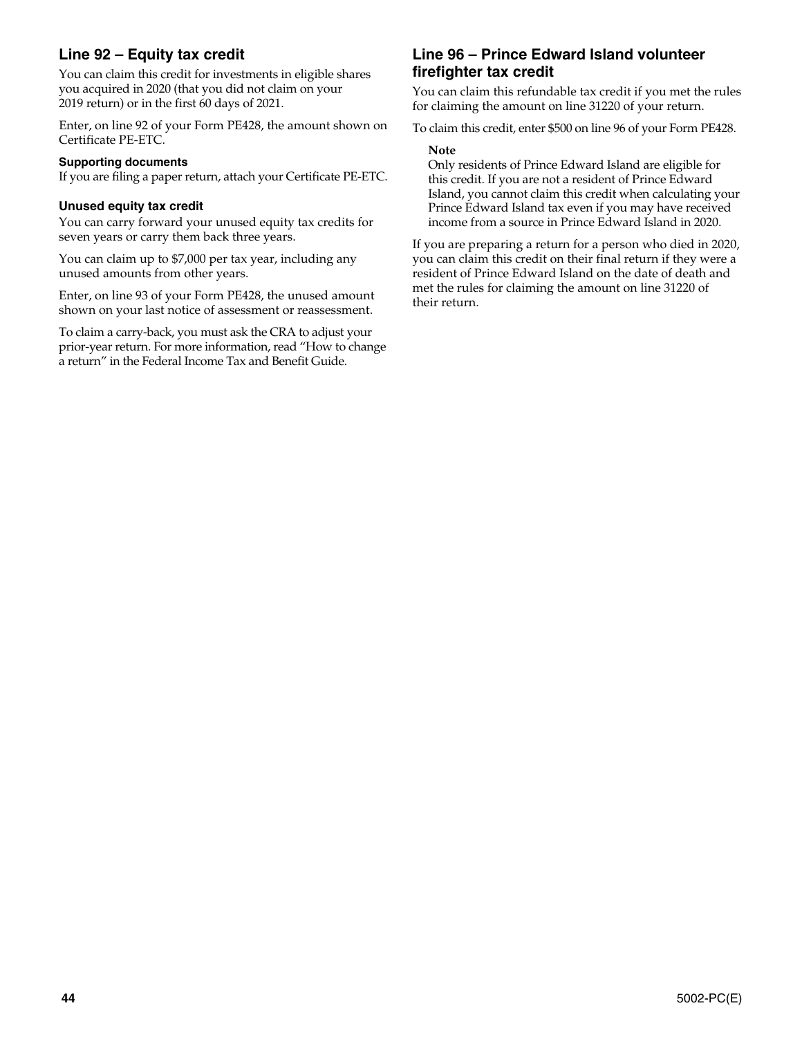## Line 92 – Equity tax credit

You can claim this credit for investments in eligible shares you acquired in 2020 (that you did not claim on your 2019 return) or in the first 60 days of 2021.

Enter, on line 92 of your Form PE428, the amount shown on Certificate PE-ETC.

#### Supporting documents

If you are filing a paper return, attach your Certificate PE-ETC.

### Unused equity tax credit

You can carry forward your unused equity tax credits for seven years or carry them back three years.

You can claim up to $7,000 per tax year, including any unused amounts from other years.

Enter, on line 93 of your Form PE428, the unused amount shown on your last notice of assessment or reassessment.

To claim a carry-back, you must ask the CRA to adjust your prior-year return. For more information, read "How to change a return" in the Federal Income Tax and Benefit Guide.

## Line 96 – Prince Edward Island volunteer firefighter tax credit

You can claim this refundable tax credit if you met the rules for claiming the amount on line 31220 of your return.

To claim this credit, enter $500 on line 96 of your Form PE428.

> **Note**
> Only residents of Prince Edward Island are eligible for this credit. If you are not a resident of Prince Edward Island, you cannot claim this credit when calculating your Prince Edward Island tax even if you may have received income from a source in Prince Edward Island in 2020.

If you are preparing a return for a person who died in 2020, you can claim this credit on their final return if they were a resident of Prince Edward Island on the date of death and met the rules for claiming the amount on line 31220 of their return.